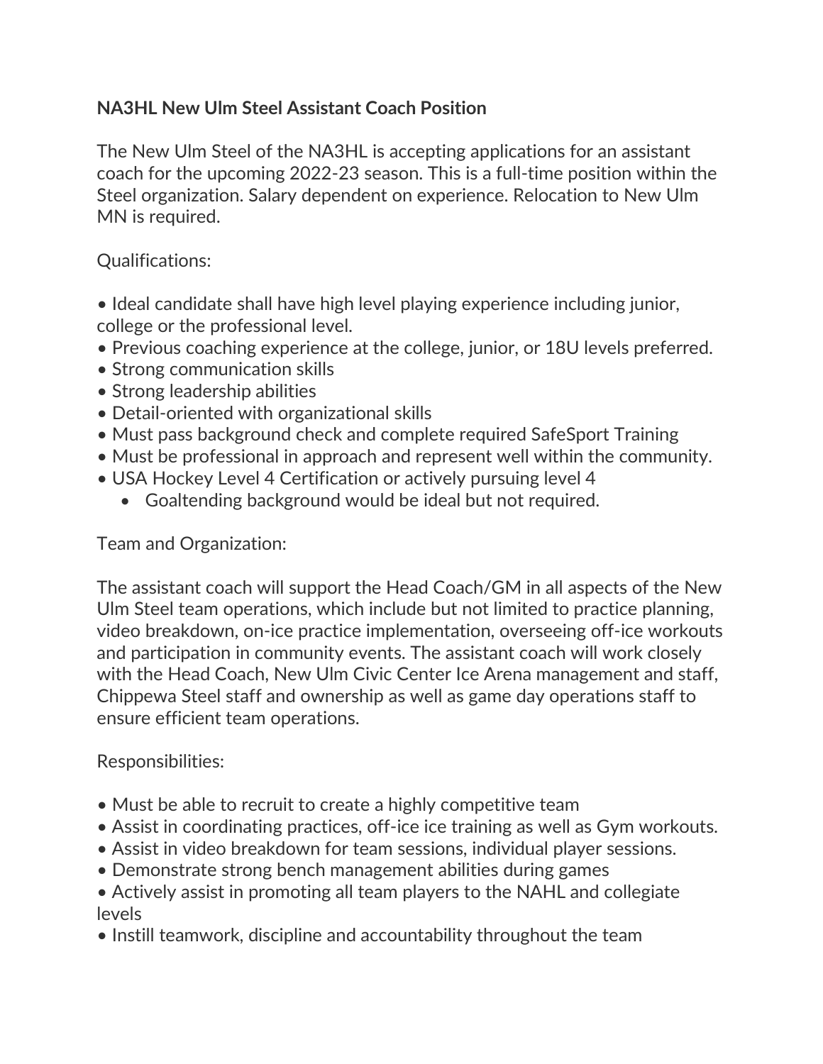**NA3HL New Ulm Steel Assistant Coach Position**

The New Ulm Steel of the NA3HL is accepting applications for an assistant coach for the upcoming 2022-23 season. This is a full-time position within the Steel organization. Salary dependent on experience. Relocation to New Ulm MN is required.

Qualifications:

- Ideal candidate shall have high level playing experience including junior, college or the professional level.
- Previous coaching experience at the college, junior, or 18U levels preferred.
- Strong communication skills
- Strong leadership abilities
- Detail-oriented with organizational skills
- Must pass background check and complete required SafeSport Training
- Must be professional in approach and represent well within the community.
- USA Hockey Level 4 Certification or actively pursuing level 4
    - Goaltending background would be ideal but not required.

Team and Organization:

The assistant coach will support the Head Coach/GM in all aspects of the New Ulm Steel team operations, which include but not limited to practice planning, video breakdown, on-ice practice implementation, overseeing off-ice workouts and participation in community events. The assistant coach will work closely with the Head Coach, New Ulm Civic Center Ice Arena management and staff, Chippewa Steel staff and ownership as well as game day operations staff to ensure efficient team operations.

Responsibilities:

- Must be able to recruit to create a highly competitive team
- Assist in coordinating practices, off-ice ice training as well as Gym workouts.
- Assist in video breakdown for team sessions, individual player sessions.
- Demonstrate strong bench management abilities during games
- Actively assist in promoting all team players to the NAHL and collegiate levels
- Instill teamwork, discipline and accountability throughout the team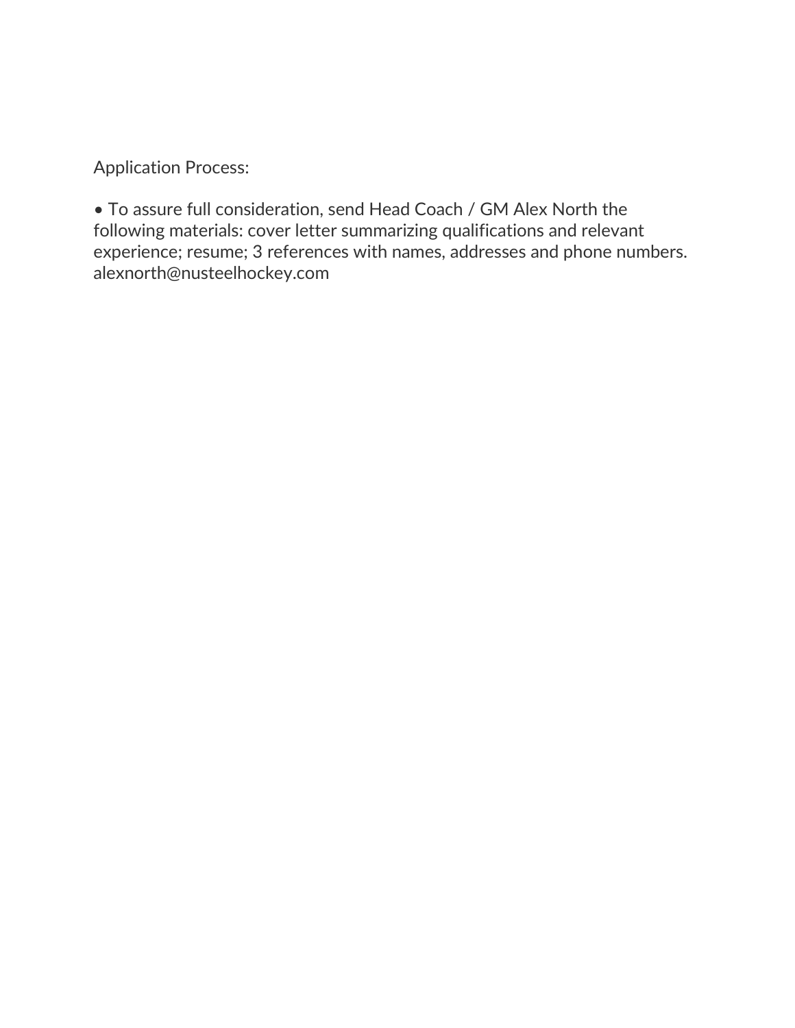Application Process:

- To assure full consideration, send Head Coach / GM Alex North the following materials: cover letter summarizing qualifications and relevant experience; resume; 3 references with names, addresses and phone numbers. alexnorth@nusteelhockey.com